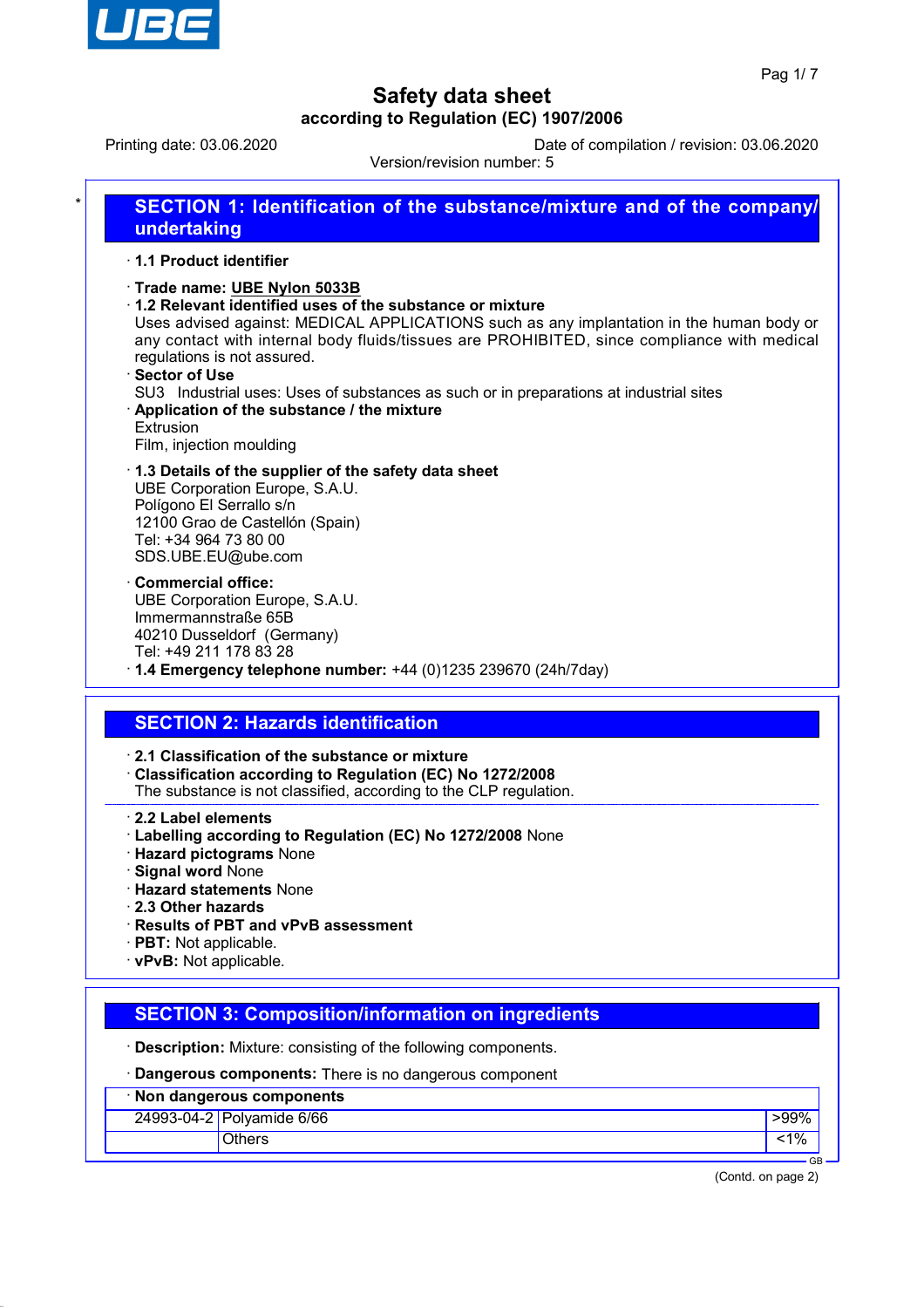# Safety data sheet

**according to Regulation (EC) 1907/2006**

Printing date: 03.06.2020 Date of compilation / revision: 03.06.2020

Version/revision number: 5

## SECTION 1: Identification of the substance/mixture and of the company/undertaking

· **1.1 Product identifier**

· **Trade name: UBE Nylon 5033B**

· **1.2 Relevant identified uses of the substance or mixture**

Uses advised against: MEDICAL APPLICATIONS such as any implantation in the human body or any contact with internal body fluids/tissues are PROHIBITED, since compliance with medical regulations is not assured.

· **Sector of Use**

SU3 Industrial uses: Uses of substances as such or in preparations at industrial sites

· **Application of the substance / the mixture**

Extrusion

Film, injection moulding

· **1.3 Details of the supplier of the safety data sheet**

UBE Corporation Europe, S.A.U.
Polígono El Serrallo s/n
12100 Grao de Castellón (Spain)
Tel: +34 964 73 80 00
SDS.UBE.EU@ube.com

· **Commercial office:**

UBE Corporation Europe, S.A.U.
Immermannstraße 65B
40210 Dusseldorf (Germany)
Tel: +49 211 178 83 28

· **1.4 Emergency telephone number:** +44 (0)1235 239670 (24h/7day)

## SECTION 2: Hazards identification

· **2.1 Classification of the substance or mixture**

· **Classification according to Regulation (EC) No 1272/2008**

The substance is not classified, according to the CLP regulation.

· **2.2 Label elements**

· **Labelling according to Regulation (EC) No 1272/2008** None

· **Hazard pictograms** None

· **Signal word** None

· **Hazard statements** None

· **2.3 Other hazards**

· **Results of PBT and vPvB assessment**

· **PBT:** Not applicable.

· **vPvB:** Not applicable.

## SECTION 3: Composition/information on ingredients

· **Description:** Mixture: consisting of the following components.

· **Dangerous components:** There is no dangerous component

| · **Non dangerous components** | | |
|---|---|---|
| 24993-04-2 | Polyamide 6/66 | >99% |
| | Others | <1% |

(Contd. on page 2)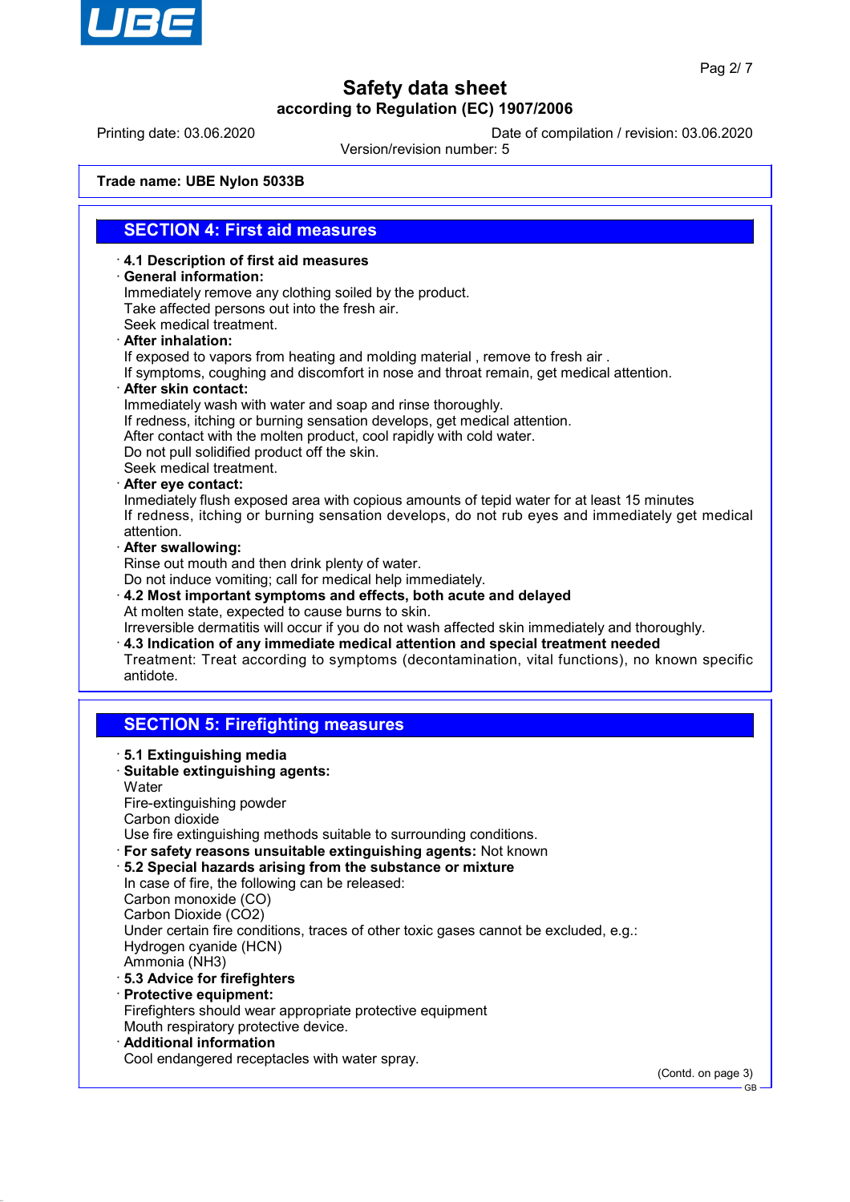# Safety data sheet

**according to Regulation (EC) 1907/2006**

Printing date: 03.06.2020 Date of compilation / revision: 03.06.2020

Version/revision number: 5

**Trade name: UBE Nylon 5033B**

## SECTION 4: First aid measures

- **4.1 Description of first aid measures**
- **General information:**
  Immediately remove any clothing soiled by the product.
  Take affected persons out into the fresh air.
  Seek medical treatment.
- **After inhalation:**
  If exposed to vapors from heating and molding material , remove to fresh air .
  If symptoms, coughing and discomfort in nose and throat remain, get medical attention.
- **After skin contact:**
  Immediately wash with water and soap and rinse thoroughly.
  If redness, itching or burning sensation develops, get medical attention.
  After contact with the molten product, cool rapidly with cold water.
  Do not pull solidified product off the skin.
  Seek medical treatment.
- **After eye contact:**
  Inmediately flush exposed area with copious amounts of tepid water for at least 15 minutes
  If redness, itching or burning sensation develops, do not rub eyes and immediately get medical attention.
- **After swallowing:**
  Rinse out mouth and then drink plenty of water.
  Do not induce vomiting; call for medical help immediately.
- **4.2 Most important symptoms and effects, both acute and delayed**
  At molten state, expected to cause burns to skin.
  Irreversible dermatitis will occur if you do not wash affected skin immediately and thoroughly.
- **4.3 Indication of any immediate medical attention and special treatment needed**
  Treatment: Treat according to symptoms (decontamination, vital functions), no known specific antidote.

## SECTION 5: Firefighting measures

- **5.1 Extinguishing media**
- **Suitable extinguishing agents:**
  Water
  Fire-extinguishing powder
  Carbon dioxide
  Use fire extinguishing methods suitable to surrounding conditions.
- **For safety reasons unsuitable extinguishing agents:** Not known
- **5.2 Special hazards arising from the substance or mixture**
  In case of fire, the following can be released:
  Carbon monoxide (CO)
  Carbon Dioxide ($CO_2$)
  Under certain fire conditions, traces of other toxic gases cannot be excluded, e.g.:
  Hydrogen cyanide (HCN)
  Ammonia ($NH_3$)
- **5.3 Advice for firefighters**
- **Protective equipment:**
  Firefighters should wear appropriate protective equipment
  Mouth respiratory protective device.
- **Additional information**
  Cool endangered receptacles with water spray.

(Contd. on page 3)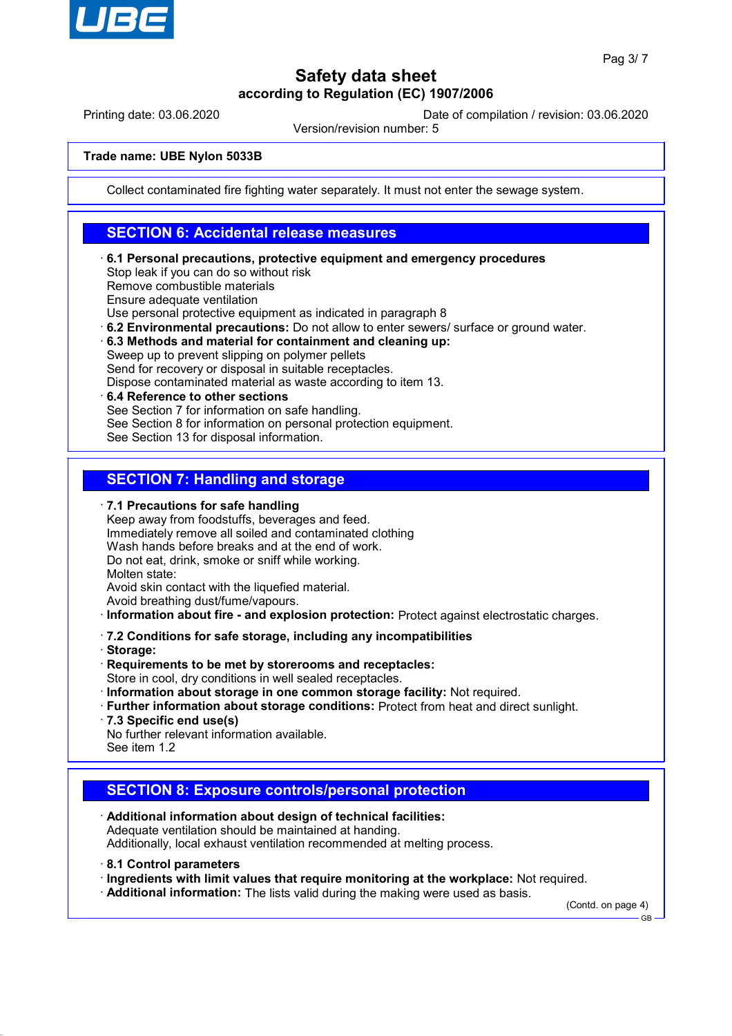Trade name: **UBE Nylon 5033B**

Collect contaminated fire fighting water separately. It must not enter the sewage system.

## SECTION 6: Accidental release measures

· **6.1 Personal precautions, protective equipment and emergency procedures**
Stop leak if you can do so without risk
Remove combustible materials
Ensure adequate ventilation
Use personal protective equipment as indicated in paragraph 8

· **6.2 Environmental precautions:** Do not allow to enter sewers/ surface or ground water.

· **6.3 Methods and material for containment and cleaning up:**
Sweep up to prevent slipping on polymer pellets
Send for recovery or disposal in suitable receptacles.
Dispose contaminated material as waste according to item 13.

· **6.4 Reference to other sections**
See Section 7 for information on safe handling.
See Section 8 for information on personal protection equipment.
See Section 13 for disposal information.

## SECTION 7: Handling and storage

· **7.1 Precautions for safe handling**
Keep away from foodstuffs, beverages and feed.
Immediately remove all soiled and contaminated clothing
Wash hands before breaks and at the end of work.
Do not eat, drink, smoke or sniff while working.
Molten state:
Avoid skin contact with the liquefied material.
Avoid breathing dust/fume/vapours.

· **Information about fire - and explosion protection:** Protect against electrostatic charges.

· **7.2 Conditions for safe storage, including any incompatibilities**

· **Storage:**

· **Requirements to be met by storerooms and receptacles:**
Store in cool, dry conditions in well sealed receptacles.

· **Information about storage in one common storage facility:** Not required.

· **Further information about storage conditions:** Protect from heat and direct sunlight.

· **7.3 Specific end use(s)**
No further relevant information available.
See item 1.2

## SECTION 8: Exposure controls/personal protection

· **Additional information about design of technical facilities:**
Adequate ventilation should be maintained at handing.
Additionally, local exhaust ventilation recommended at melting process.

· **8.1 Control parameters**

· **Ingredients with limit values that require monitoring at the workplace:** Not required.

· **Additional information:** The lists valid during the making were used as basis.

(Contd. on page 4)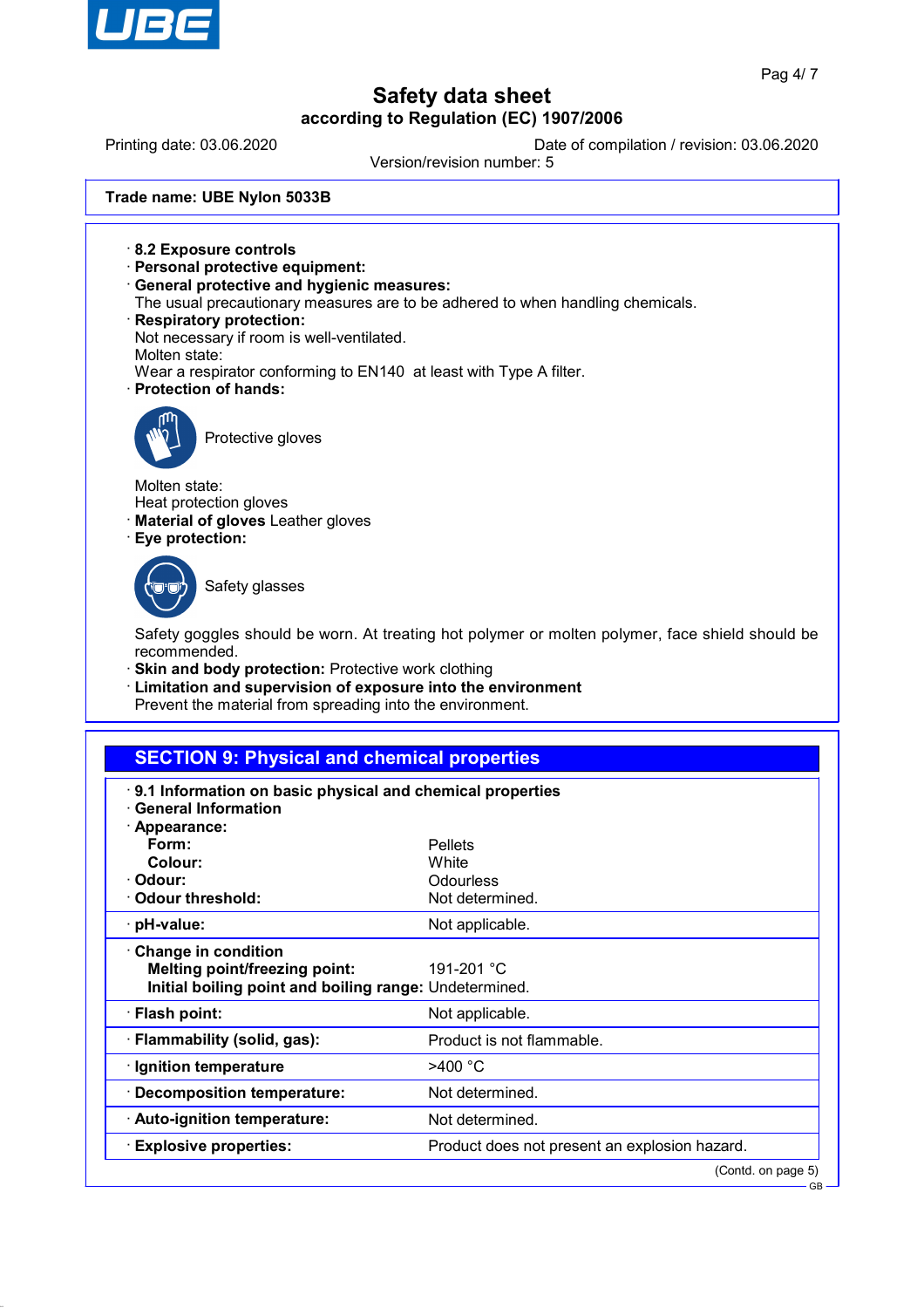**Trade name: UBE Nylon 5033B**

· **8.2 Exposure controls**
· **Personal protective equipment:**
· **General protective and hygienic measures:**
The usual precautionary measures are to be adhered to when handling chemicals.
· **Respiratory protection:**
Not necessary if room is well-ventilated.
Molten state:
Wear a respirator conforming to EN140 at least with Type A filter.
· **Protection of hands:**

Protective gloves

Molten state:
Heat protection gloves
· **Material of gloves** Leather gloves
· **Eye protection:**

Safety glasses

Safety goggles should be worn. At treating hot polymer or molten polymer, face shield should be recommended.
· **Skin and body protection:** Protective work clothing
· **Limitation and supervision of exposure into the environment**
Prevent the material from spreading into the environment.

## SECTION 9: Physical and chemical properties

| | |
|---|---|
| · **9.1 Information on basic physical and chemical properties** | |
| · **General Information** | |
| · **Appearance:** | |
| **Form:** | Pellets |
| **Colour:** | White |
| · **Odour:** | Odourless |
| · **Odour threshold:** | Not determined. |
| · **pH-value:** | Not applicable. |
| · **Change in condition** | |
| **Melting point/freezing point:** | 191-201 °C |
| **Initial boiling point and boiling range:** | Undetermined. |
| · **Flash point:** | Not applicable. |
| · **Flammability (solid, gas):** | Product is not flammable. |
| · **Ignition temperature** | >400 °C |
| · **Decomposition temperature:** | Not determined. |
| · **Auto-ignition temperature:** | Not determined. |
| · **Explosive properties:** | Product does not present an explosion hazard. |

(Contd. on page 5)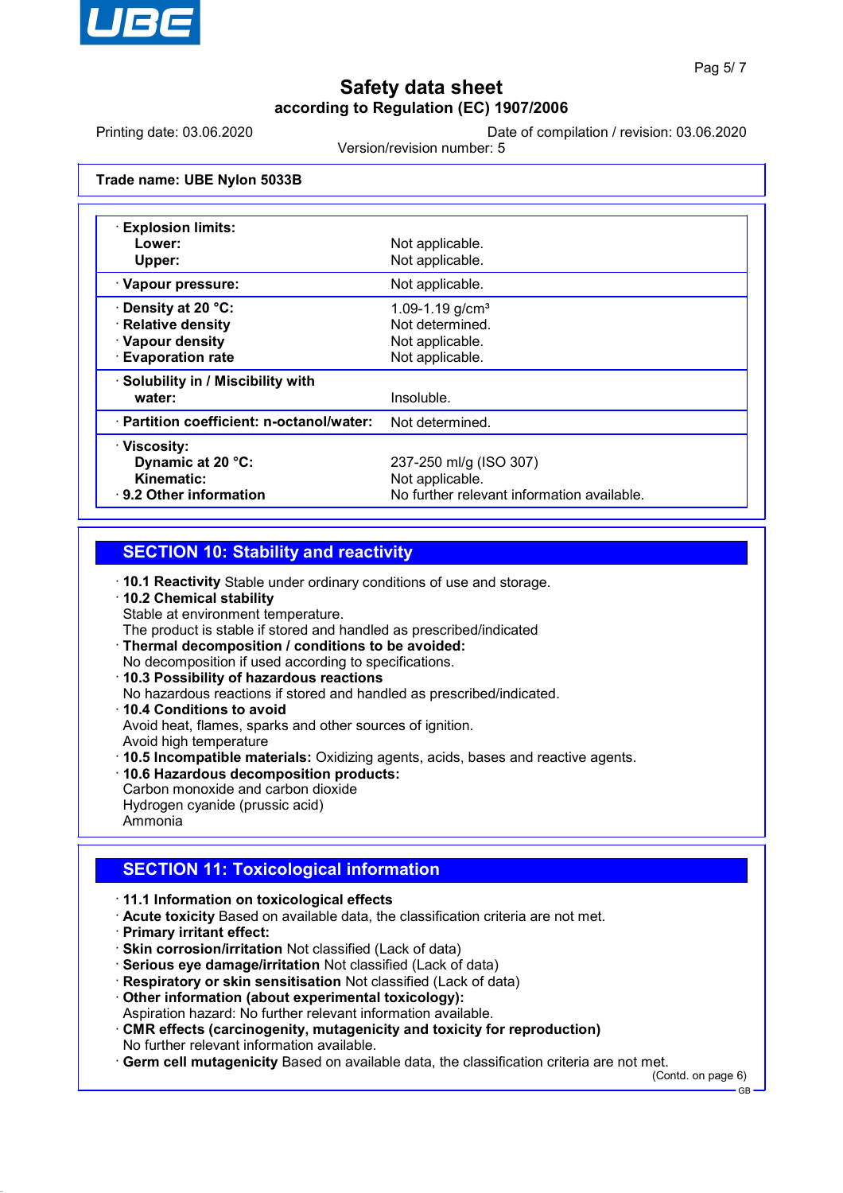Safety data sheet

according to Regulation (EC) 1907/2006

Printing date: 03.06.2020 | Date of compilation / revision: 03.06.2020

Version/revision number: 5

**Trade name: UBE Nylon 5033B**

| | |
|---|---|
| · **Explosion limits:** | |
| **Lower:** | Not applicable. |
| **Upper:** | Not applicable. |
| · **Vapour pressure:** | Not applicable. |
| · **Density at 20 °C:** | 1.09-1.19 g/cm³ |
| · **Relative density** | Not determined. |
| · **Vapour density** | Not applicable. |
| · **Evaporation rate** | Not applicable. |
| · **Solubility in / Miscibility with water:** | Insoluble. |
| · **Partition coefficient: n-octanol/water:** | Not determined. |
| · **Viscosity:** | |
| **Dynamic at 20 °C:** | 237-250 ml/g (ISO 307) |
| **Kinematic:** | Not applicable. |
| · **9.2 Other information** | No further relevant information available. |

## SECTION 10: Stability and reactivity

· **10.1 Reactivity** Stable under ordinary conditions of use and storage.

· **10.2 Chemical stability**
Stable at environment temperature.
The product is stable if stored and handled as prescribed/indicated

· **Thermal decomposition / conditions to be avoided:**
No decomposition if used according to specifications.

· **10.3 Possibility of hazardous reactions**
No hazardous reactions if stored and handled as prescribed/indicated.

· **10.4 Conditions to avoid**
Avoid heat, flames, sparks and other sources of ignition.
Avoid high temperature

· **10.5 Incompatible materials:** Oxidizing agents, acids, bases and reactive agents.

· **10.6 Hazardous decomposition products:**
Carbon monoxide and carbon dioxide
Hydrogen cyanide (prussic acid)
Ammonia

## SECTION 11: Toxicological information

· **11.1 Information on toxicological effects**

· **Acute toxicity** Based on available data, the classification criteria are not met.

· **Primary irritant effect:**

· **Skin corrosion/irritation** Not classified (Lack of data)

· **Serious eye damage/irritation** Not classified (Lack of data)

· **Respiratory or skin sensitisation** Not classified (Lack of data)

· **Other information (about experimental toxicology):**
Aspiration hazard: No further relevant information available.

· **CMR effects (carcinogenity, mutagenicity and toxicity for reproduction)**
No further relevant information available.

· **Germ cell mutagenicity** Based on available data, the classification criteria are not met.

(Contd. on page 6)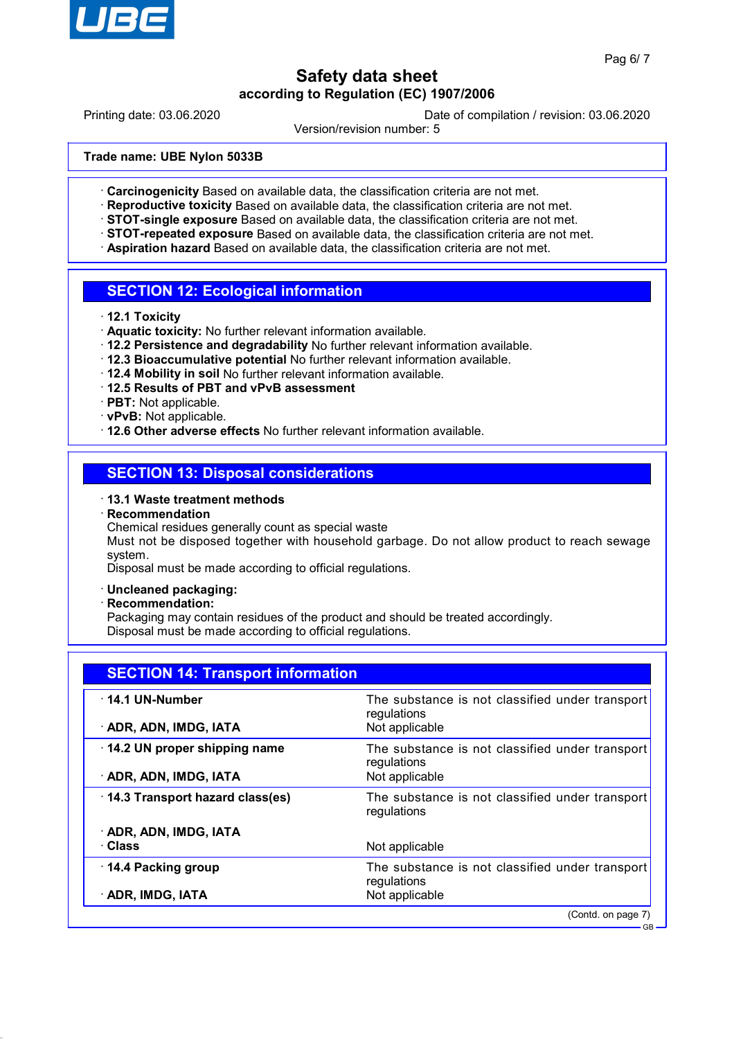**Trade name: UBE Nylon 5033B**

· **Carcinogenicity** Based on available data, the classification criteria are not met.
· **Reproductive toxicity** Based on available data, the classification criteria are not met.
· **STOT-single exposure** Based on available data, the classification criteria are not met.
· **STOT-repeated exposure** Based on available data, the classification criteria are not met.
· **Aspiration hazard** Based on available data, the classification criteria are not met.

## SECTION 12: Ecological information

· **12.1 Toxicity**
· **Aquatic toxicity:** No further relevant information available.
· **12.2 Persistence and degradability** No further relevant information available.
· **12.3 Bioaccumulative potential** No further relevant information available.
· **12.4 Mobility in soil** No further relevant information available.
· **12.5 Results of PBT and vPvB assessment**
· **PBT:** Not applicable.
· **vPvB:** Not applicable.
· **12.6 Other adverse effects** No further relevant information available.

## SECTION 13: Disposal considerations

· **13.1 Waste treatment methods**
· **Recommendation**
Chemical residues generally count as special waste
Must not be disposed together with household garbage. Do not allow product to reach sewage system.
Disposal must be made according to official regulations.

· **Uncleaned packaging:**
· **Recommendation:**
Packaging may contain residues of the product and should be treated accordingly.
Disposal must be made according to official regulations.

## SECTION 14: Transport information

| | |
|---|---|
| · **14.1 UN-Number** | The substance is not classified under transport regulations |
| · **ADR, ADN, IMDG, IATA** | Not applicable |
| · **14.2 UN proper shipping name** | The substance is not classified under transport regulations |
| · **ADR, ADN, IMDG, IATA** | Not applicable |
| · **14.3 Transport hazard class(es)** | The substance is not classified under transport regulations |
| · **ADR, ADN, IMDG, IATA** | |
| · **Class** | Not applicable |
| · **14.4 Packing group** | The substance is not classified under transport regulations |
| · **ADR, IMDG, IATA** | Not applicable |

(Contd. on page 7)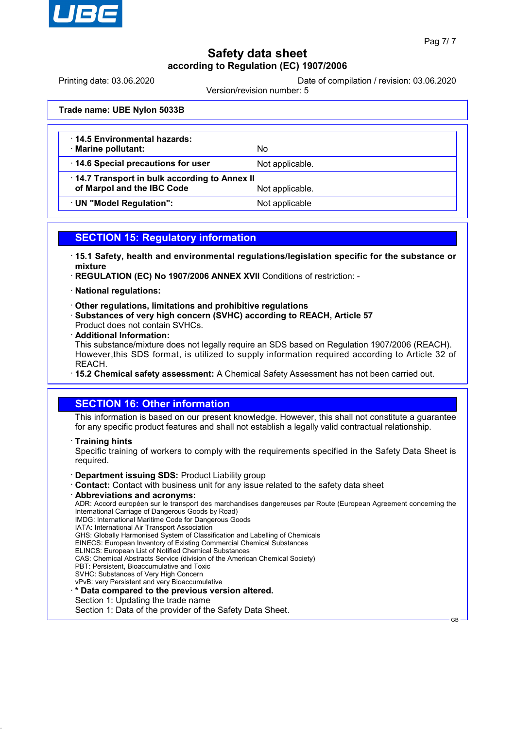Trade name: UBE Nylon 5033B

| | |
|---|---|
| · **14.5 Environmental hazards:** · **Marine pollutant:** | No |
| · **14.6 Special precautions for user** | Not applicable. |
| · **14.7 Transport in bulk according to Annex II of Marpol and the IBC Code** | Not applicable. |
| · **UN "Model Regulation":** | Not applicable |

## SECTION 15: Regulatory information

· **15.1 Safety, health and environmental regulations/legislation specific for the substance or mixture**
· **REGULATION (EC) No 1907/2006 ANNEX XVII** Conditions of restriction: -

· **National regulations:**

· **Other regulations, limitations and prohibitive regulations**
· **Substances of very high concern (SVHC) according to REACH, Article 57**
Product does not contain SVHCs.
· **Additional Information:**
This substance/mixture does not legally require an SDS based on Regulation 1907/2006 (REACH). However,this SDS format, is utilized to supply information required according to Article 32 of REACH.
· **15.2 Chemical safety assessment:** A Chemical Safety Assessment has not been carried out.

## SECTION 16: Other information

This information is based on our present knowledge. However, this shall not constitute a guarantee for any specific product features and shall not establish a legally valid contractual relationship.

· **Training hints**
Specific training of workers to comply with the requirements specified in the Safety Data Sheet is required.

· **Department issuing SDS:** Product Liability group
· **Contact:** Contact with business unit for any issue related to the safety data sheet
· **Abbreviations and acronyms:**
ADR: Accord européen sur le transport des marchandises dangereuses par Route (European Agreement concerning the International Carriage of Dangerous Goods by Road)
IMDG: International Maritime Code for Dangerous Goods
IATA: International Air Transport Association
GHS: Globally Harmonised System of Classification and Labelling of Chemicals
EINECS: European Inventory of Existing Commercial Chemical Substances
ELINCS: European List of Notified Chemical Substances
CAS: Chemical Abstracts Service (division of the American Chemical Society)
PBT: Persistent, Bioaccumulative and Toxic
SVHC: Substances of Very High Concern
vPvB: very Persistent and very Bioaccumulative
· **\* Data compared to the previous version altered.**
Section 1: Updating the trade name
Section 1: Data of the provider of the Safety Data Sheet.